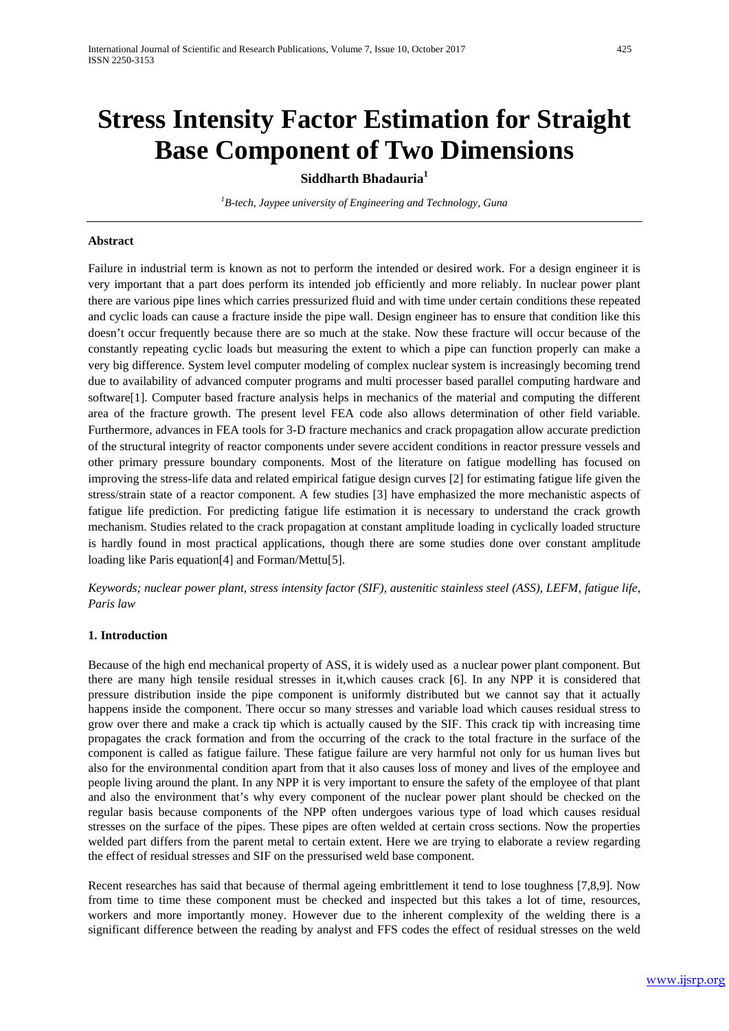# Stress Intensity Factor Estimation for Straight Base Component of Two Dimensions

**Siddharth Bhadauria[1]**

*[1]B-tech, Jaypee university of Engineering and Technology, Guna*

### Abstract

Failure in industrial term is known as not to perform the intended or desired work. For a design engineer it is very important that a part does perform its intended job efficiently and more reliably. In nuclear power plant there are various pipe lines which carries pressurized fluid and with time under certain conditions these repeated and cyclic loads can cause a fracture inside the pipe wall. Design engineer has to ensure that condition like this doesn't occur frequently because there are so much at the stake. Now these fracture will occur because of the constantly repeating cyclic loads but measuring the extent to which a pipe can function properly can make a very big difference. System level computer modeling of complex nuclear system is increasingly becoming trend due to availability of advanced computer programs and multi processer based parallel computing hardware and software[1]. Computer based fracture analysis helps in mechanics of the material and computing the different area of the fracture growth. The present level FEA code also allows determination of other field variable. Furthermore, advances in FEA tools for 3-D fracture mechanics and crack propagation allow accurate prediction of the structural integrity of reactor components under severe accident conditions in reactor pressure vessels and other primary pressure boundary components. Most of the literature on fatigue modelling has focused on improving the stress-life data and related empirical fatigue design curves [2] for estimating fatigue life given the stress/strain state of a reactor component. A few studies [3] have emphasized the more mechanistic aspects of fatigue life prediction. For predicting fatigue life estimation it is necessary to understand the crack growth mechanism. Studies related to the crack propagation at constant amplitude loading in cyclically loaded structure is hardly found in most practical applications, though there are some studies done over constant amplitude loading like Paris equation[4] and Forman/Mettu[5].

*Keywords; nuclear power plant, stress intensity factor (SIF), austenitic stainless steel (ASS), LEFM, fatigue life, Paris law*

### 1. Introduction

Because of the high end mechanical property of ASS, it is widely used as a nuclear power plant component. But there are many high tensile residual stresses in it,which causes crack [6]. In any NPP it is considered that pressure distribution inside the pipe component is uniformly distributed but we cannot say that it actually happens inside the component. There occur so many stresses and variable load which causes residual stress to grow over there and make a crack tip which is actually caused by the SIF. This crack tip with increasing time propagates the crack formation and from the occurring of the crack to the total fracture in the surface of the component is called as fatigue failure. These fatigue failure are very harmful not only for us human lives but also for the environmental condition apart from that it also causes loss of money and lives of the employee and people living around the plant. In any NPP it is very important to ensure the safety of the employee of that plant and also the environment that's why every component of the nuclear power plant should be checked on the regular basis because components of the NPP often undergoes various type of load which causes residual stresses on the surface of the pipes. These pipes are often welded at certain cross sections. Now the properties welded part differs from the parent metal to certain extent. Here we are trying to elaborate a review regarding the effect of residual stresses and SIF on the pressurised weld base component.

Recent researches has said that because of thermal ageing embrittlement it tend to lose toughness [7,8,9]. Now from time to time these component must be checked and inspected but this takes a lot of time, resources, workers and more importantly money. However due to the inherent complexity of the welding there is a significant difference between the reading by analyst and FFS codes the effect of residual stresses on the weld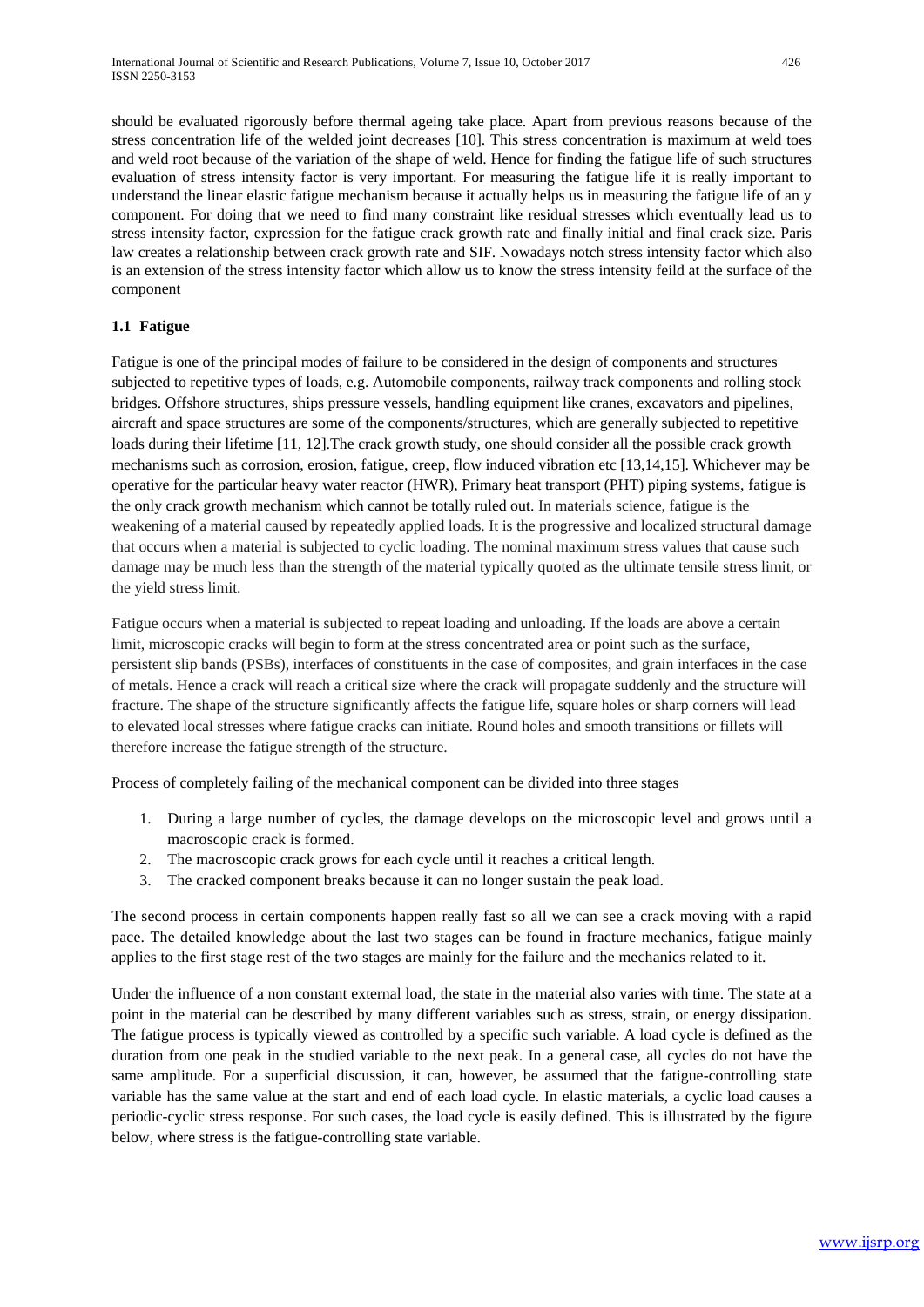should be evaluated rigorously before thermal ageing take place. Apart from previous reasons because of the stress concentration life of the welded joint decreases [10]. This stress concentration is maximum at weld toes and weld root because of the variation of the shape of weld. Hence for finding the fatigue life of such structures evaluation of stress intensity factor is very important. For measuring the fatigue life it is really important to understand the linear elastic fatigue mechanism because it actually helps us in measuring the fatigue life of an y component. For doing that we need to find many constraint like residual stresses which eventually lead us to stress intensity factor, expression for the fatigue crack growth rate and finally initial and final crack size. Paris law creates a relationship between crack growth rate and SIF. Nowadays notch stress intensity factor which also is an extension of the stress intensity factor which allow us to know the stress intensity feild at the surface of the component

### 1.1 Fatigue

Fatigue is one of the principal modes of failure to be considered in the design of components and structures subjected to repetitive types of loads, e.g. Automobile components, railway track components and rolling stock bridges. Offshore structures, ships pressure vessels, handling equipment like cranes, excavators and pipelines, aircraft and space structures are some of the components/structures, which are generally subjected to repetitive loads during their lifetime [11, 12].The crack growth study, one should consider all the possible crack growth mechanisms such as corrosion, erosion, fatigue, creep, flow induced vibration etc [13,14,15]. Whichever may be operative for the particular heavy water reactor (HWR), Primary heat transport (PHT) piping systems, fatigue is the only crack growth mechanism which cannot be totally ruled out. In materials science, fatigue is the weakening of a material caused by repeatedly applied loads. It is the progressive and localized structural damage that occurs when a material is subjected to cyclic loading. The nominal maximum stress values that cause such damage may be much less than the strength of the material typically quoted as the ultimate tensile stress limit, or the yield stress limit.

Fatigue occurs when a material is subjected to repeat loading and unloading. If the loads are above a certain limit, microscopic cracks will begin to form at the stress concentrated area or point such as the surface, persistent slip bands (PSBs), interfaces of constituents in the case of composites, and grain interfaces in the case of metals. Hence a crack will reach a critical size where the crack will propagate suddenly and the structure will fracture. The shape of the structure significantly affects the fatigue life, square holes or sharp corners will lead to elevated local stresses where fatigue cracks can initiate. Round holes and smooth transitions or fillets will therefore increase the fatigue strength of the structure.

Process of completely failing of the mechanical component can be divided into three stages

1. During a large number of cycles, the damage develops on the microscopic level and grows until a macroscopic crack is formed.
2. The macroscopic crack grows for each cycle until it reaches a critical length.
3. The cracked component breaks because it can no longer sustain the peak load.

The second process in certain components happen really fast so all we can see a crack moving with a rapid pace. The detailed knowledge about the last two stages can be found in fracture mechanics, fatigue mainly applies to the first stage rest of the two stages are mainly for the failure and the mechanics related to it.

Under the influence of a non constant external load, the state in the material also varies with time. The state at a point in the material can be described by many different variables such as stress, strain, or energy dissipation. The fatigue process is typically viewed as controlled by a specific such variable. A load cycle is defined as the duration from one peak in the studied variable to the next peak. In a general case, all cycles do not have the same amplitude. For a superficial discussion, it can, however, be assumed that the fatigue-controlling state variable has the same value at the start and end of each load cycle. In elastic materials, a cyclic load causes a periodic-cyclic stress response. For such cases, the load cycle is easily defined. This is illustrated by the figure below, where stress is the fatigue-controlling state variable.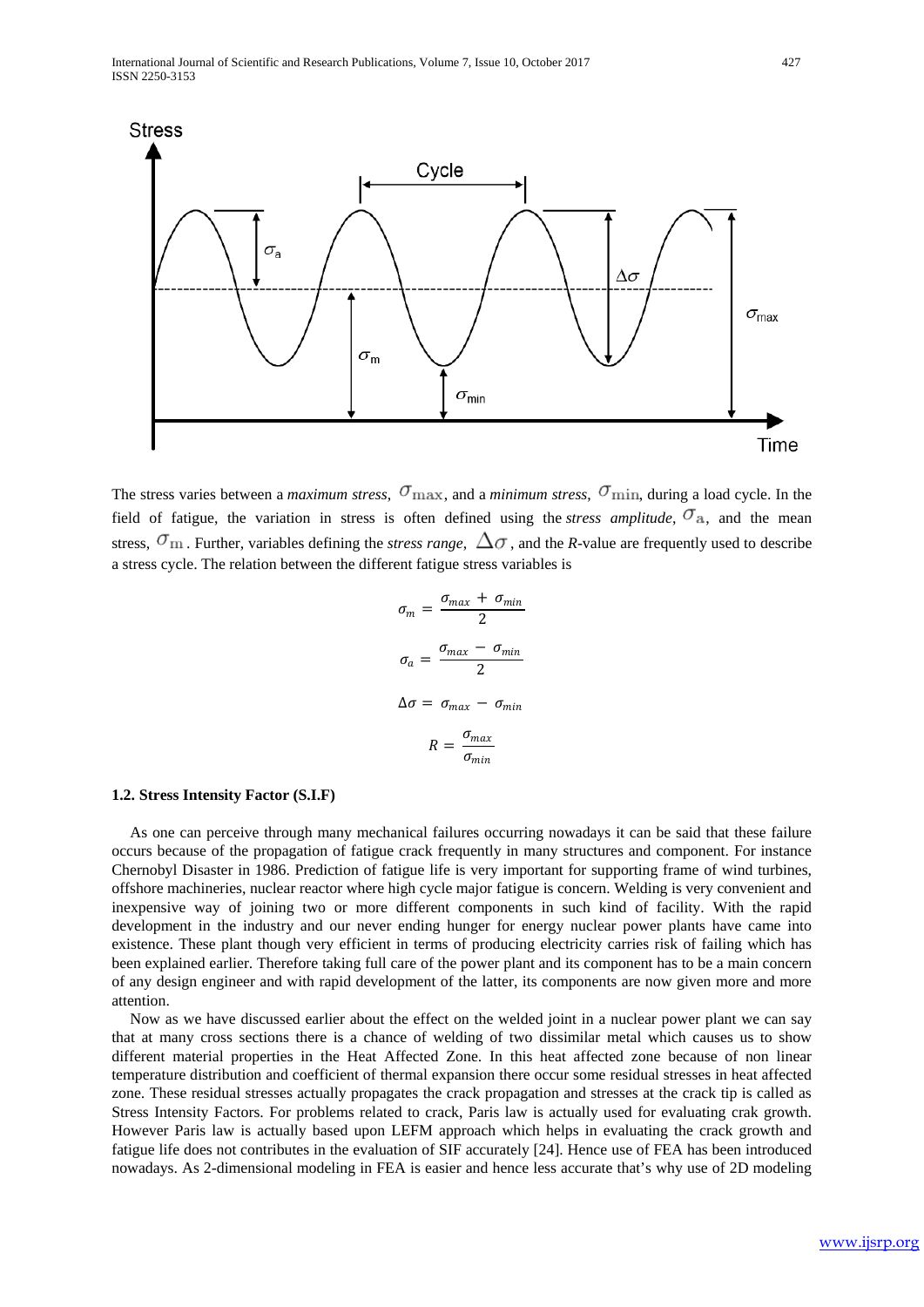The stress varies between a *maximum stress*, $\sigma_{\max}$, and a *minimum stress*, $\sigma_{\min}$, during a load cycle. In the field of fatigue, the variation in stress is often defined using the *stress amplitude*, $\sigma_a$, and the mean stress, $\sigma_m$. Further, variables defining the *stress range*, $\Delta\sigma$, and the *R*-value are frequently used to describe a stress cycle. The relation between the different fatigue stress variables is

$$\sigma_m = \frac{\sigma_{max} + \sigma_{min}}{2}$$

$$\sigma_a = \frac{\sigma_{max} - \sigma_{min}}{2}$$

$$\Delta\sigma = \sigma_{max} - \sigma_{min}$$

$$R = \frac{\sigma_{max}}{\sigma_{min}}$$

### 1.2. Stress Intensity Factor (S.I.F)

As one can perceive through many mechanical failures occurring nowadays it can be said that these failure occurs because of the propagation of fatigue crack frequently in many structures and component. For instance Chernobyl Disaster in 1986. Prediction of fatigue life is very important for supporting frame of wind turbines, offshore machineries, nuclear reactor where high cycle major fatigue is concern. Welding is very convenient and inexpensive way of joining two or more different components in such kind of facility. With the rapid development in the industry and our never ending hunger for energy nuclear power plants have came into existence. These plant though very efficient in terms of producing electricity carries risk of failing which has been explained earlier. Therefore taking full care of the power plant and its component has to be a main concern of any design engineer and with rapid development of the latter, its components are now given more and more attention.

Now as we have discussed earlier about the effect on the welded joint in a nuclear power plant we can say that at many cross sections there is a chance of welding of two dissimilar metal which causes us to show different material properties in the Heat Affected Zone. In this heat affected zone because of non linear temperature distribution and coefficient of thermal expansion there occur some residual stresses in heat affected zone. These residual stresses actually propagates the crack propagation and stresses at the crack tip is called as Stress Intensity Factors. For problems related to crack, Paris law is actually used for evaluating crak growth. However Paris law is actually based upon LEFM approach which helps in evaluating the crack growth and fatigue life does not contributes in the evaluation of SIF accurately [24]. Hence use of FEA has been introduced nowadays. As 2-dimensional modeling in FEA is easier and hence less accurate that's why use of 2D modeling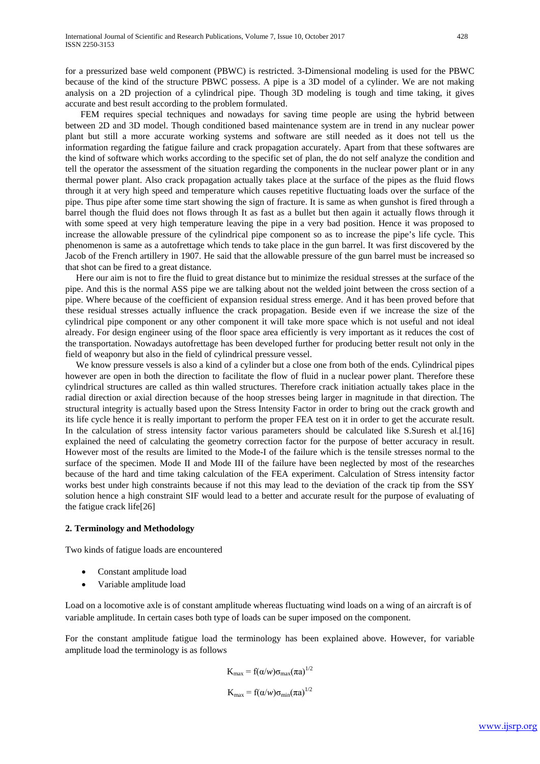for a pressurized base weld component (PBWC) is restricted. 3-Dimensional modeling is used for the PBWC because of the kind of the structure PBWC possess. A pipe is a 3D model of a cylinder. We are not making analysis on a 2D projection of a cylindrical pipe. Though 3D modeling is tough and time taking, it gives accurate and best result according to the problem formulated.

FEM requires special techniques and nowadays for saving time people are using the hybrid between between 2D and 3D model. Though conditioned based maintenance system are in trend in any nuclear power plant but still a more accurate working systems and software are still needed as it does not tell us the information regarding the fatigue failure and crack propagation accurately. Apart from that these softwares are the kind of software which works according to the specific set of plan, the do not self analyze the condition and tell the operator the assessment of the situation regarding the components in the nuclear power plant or in any thermal power plant. Also crack propagation actually takes place at the surface of the pipes as the fluid flows through it at very high speed and temperature which causes repetitive fluctuating loads over the surface of the pipe. Thus pipe after some time start showing the sign of fracture. It is same as when gunshot is fired through a barrel though the fluid does not flows through It as fast as a bullet but then again it actually flows through it with some speed at very high temperature leaving the pipe in a very bad position. Hence it was proposed to increase the allowable pressure of the cylindrical pipe component so as to increase the pipe's life cycle. This phenomenon is same as a autofrettage which tends to take place in the gun barrel. It was first discovered by the Jacob of the French artillery in 1907. He said that the allowable pressure of the gun barrel must be increased so that shot can be fired to a great distance.

Here our aim is not to fire the fluid to great distance but to minimize the residual stresses at the surface of the pipe. And this is the normal ASS pipe we are talking about not the welded joint between the cross section of a pipe. Where because of the coefficient of expansion residual stress emerge. And it has been proved before that these residual stresses actually influence the crack propagation. Beside even if we increase the size of the cylindrical pipe component or any other component it will take more space which is not useful and not ideal already. For design engineer using of the floor space area efficiently is very important as it reduces the cost of the transportation. Nowadays autofrettage has been developed further for producing better result not only in the field of weaponry but also in the field of cylindrical pressure vessel.

We know pressure vessels is also a kind of a cylinder but a close one from both of the ends. Cylindrical pipes however are open in both the direction to facilitate the flow of fluid in a nuclear power plant. Therefore these cylindrical structures are called as thin walled structure. Therefore crack initiation actually takes place in the radial direction or axial direction because of the hoop stresses being larger in magnitude in that direction. The structural integrity is actually based upon the Stress Intensity Factor in order to bring out the crack growth and its life cycle hence it is really important to perform the proper FEA test on it in order to get the accurate result. In the calculation of stress intensity factor various parameters should be calculated like S.Suresh et al.[16] explained the need of calculating the geometry correction factor for the purpose of better accuracy in result. However most of the results are limited to the Mode-I of the failure which is the tensile stresses normal to the surface of the specimen. Mode II and Mode III of the failure have been neglected by most of the researches because of the hard and time taking calculation of the FEA experiment. Calculation of Stress intensity factor works best under high constraints because if not this may lead to the deviation of the crack tip from the SSY solution hence a high constraint SIF would lead to a better and accurate result for the purpose of evaluating of the fatigue crack life[26]

## 2. Terminology and Methodology

Two kinds of fatigue loads are encountered

- Constant amplitude load
- Variable amplitude load

Load on a locomotive axle is of constant amplitude whereas fluctuating wind loads on a wing of an aircraft is of variable amplitude. In certain cases both type of loads can be super imposed on the component.

For the constant amplitude fatigue load the terminology has been explained above. However, for variable amplitude load the terminology is as follows

$$K_{max} = f(\alpha/w)\sigma_{max}(\pi a)^{1/2}$$

$$K_{max} = f(\alpha/w)\sigma_{min}(\pi a)^{1/2}$$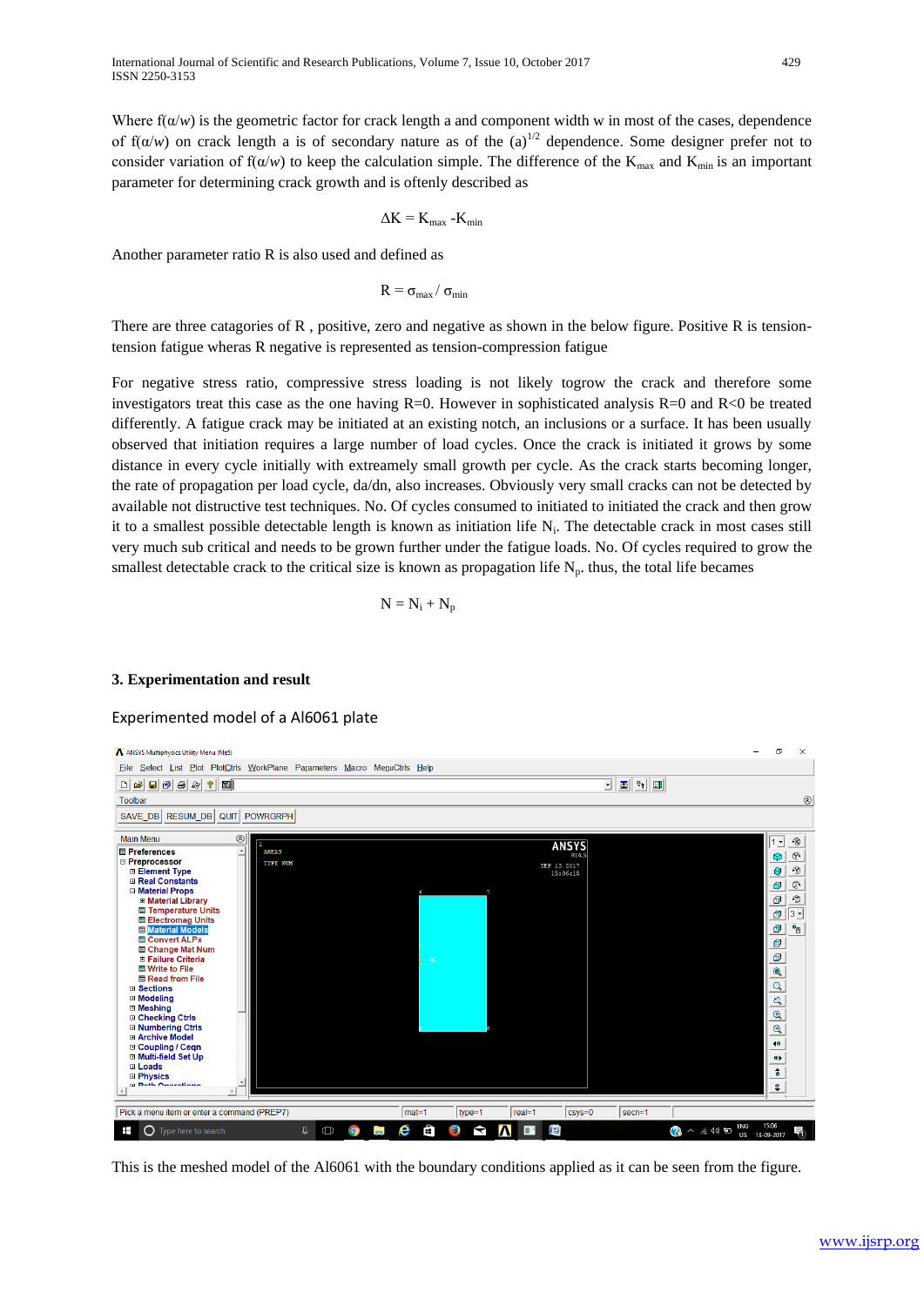Where $f(\alpha/w)$ is the geometric factor for crack length a and component width w in most of the cases, dependence of $f(\alpha/w)$ on crack length a is of secondary nature as of the $(a)^{1/2}$ dependence. Some designer prefer not to consider variation of $f(\alpha/w)$ to keep the calculation simple. The difference of the $K_{max}$ and $K_{min}$ is an important parameter for determining crack growth and is oftenly described as

$$\Delta K = K_{max} - K_{min}$$

Another parameter ratio R is also used and defined as

$$R = \sigma_{max} / \sigma_{min}$$

There are three catagories of R , positive, zero and negative as shown in the below figure. Positive R is tension-tension fatigue wheras R negative is represented as tension-compression fatigue

For negative stress ratio, compressive stress loading is not likely togrow the crack and therefore some investigators treat this case as the one having R=0. However in sophisticated analysis R=0 and R<0 be treated differently. A fatigue crack may be initiated at an existing notch, an inclusions or a surface. It has been usually observed that initiation requires a large number of load cycles. Once the crack is initiated it grows by some distance in every cycle initially with extreamely small growth per cycle. As the crack starts becoming longer, the rate of propagation per load cycle, da/dn, also increases. Obviously very small cracks can not be detected by available not distructive test techniques. No. Of cycles consumed to initiated to initiated the crack and then grow it to a smallest possible detectable length is known as initiation life $N_i$. The detectable crack in most cases still very much sub critical and needs to be grown further under the fatigue loads. No. Of cycles required to grow the smallest detectable crack to the critical size is known as propagation life $N_p$. thus, the total life becames

$$N = N_i + N_p$$

## 3. Experimentation and result

Experimented model of a Al6061 plate

This is the meshed model of the Al6061 with the boundary conditions applied as it can be seen from the figure.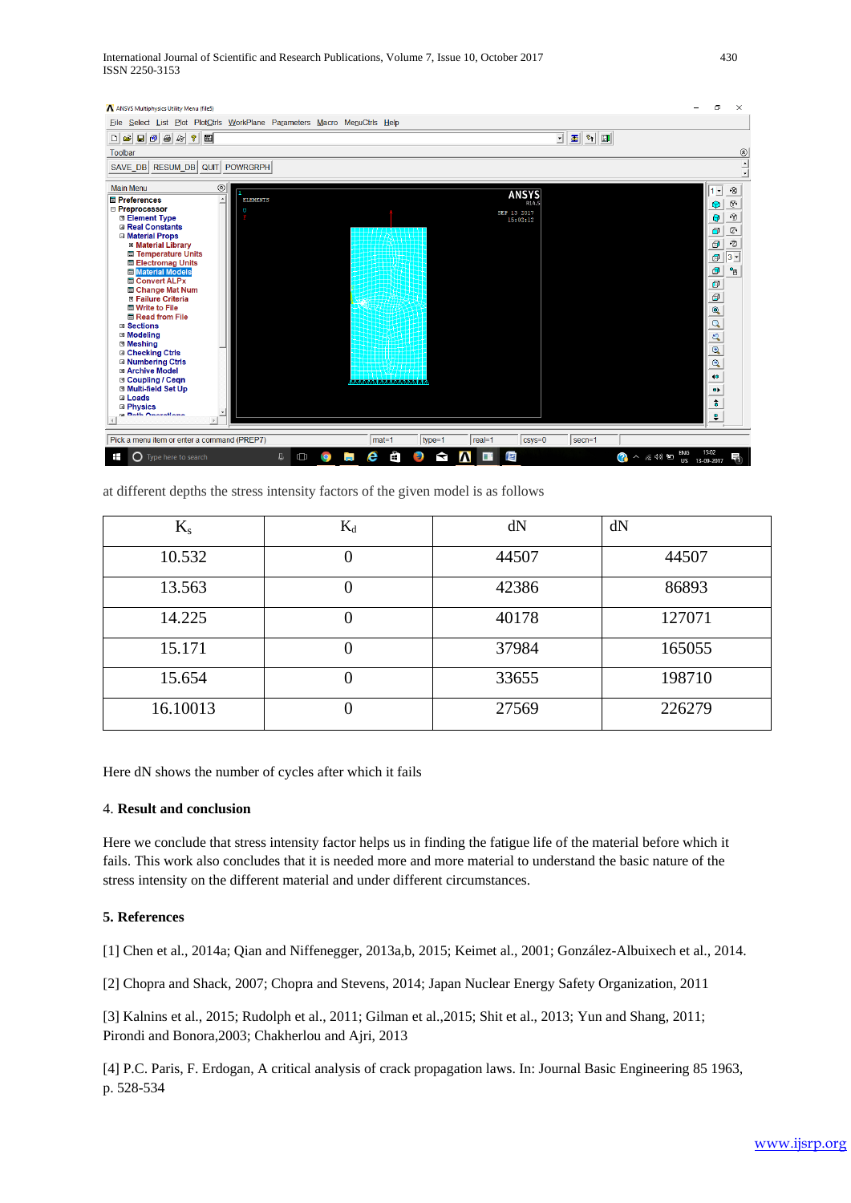at different depths the stress intensity factors of the given model is as follows

| $K_s$ | $K_d$ | dN | dN |
|---|---|---|---|
| 10.532 | 0 | 44507 | 44507 |
| 13.563 | 0 | 42386 | 86893 |
| 14.225 | 0 | 40178 | 127071 |
| 15.171 | 0 | 37984 | 165055 |
| 15.654 | 0 | 33655 | 198710 |
| 16.10013 | 0 | 27569 | 226279 |

Here dN shows the number of cycles after which it fails

## 4. Result and conclusion

Here we conclude that stress intensity factor helps us in finding the fatigue life of the material before which it fails. This work also concludes that it is needed more and more material to understand the basic nature of the stress intensity on the different material and under different circumstances.

## 5. References

[1] Chen et al., 2014a; Qian and Niffenegger, 2013a,b, 2015; Keimet al., 2001; González-Albuixech et al., 2014.

[2] Chopra and Shack, 2007; Chopra and Stevens, 2014; Japan Nuclear Energy Safety Organization, 2011

[3] Kalnins et al., 2015; Rudolph et al., 2011; Gilman et al.,2015; Shit et al., 2013; Yun and Shang, 2011; Pirondi and Bonora,2003; Chakherlou and Ajri, 2013

[4] P.C. Paris, F. Erdogan, A critical analysis of crack propagation laws. In: Journal Basic Engineering 85 1963, p. 528-534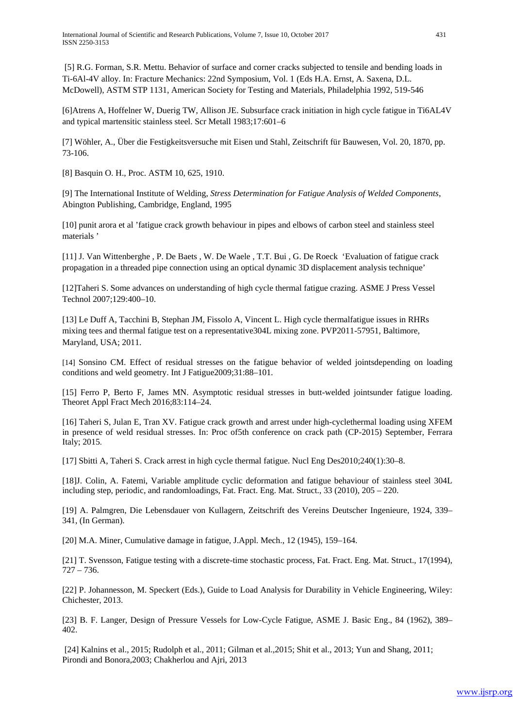[5] R.G. Forman, S.R. Mettu. Behavior of surface and corner cracks subjected to tensile and bending loads in Ti-6Al-4V alloy. In: Fracture Mechanics: 22nd Symposium, Vol. 1 (Eds H.A. Ernst, A. Saxena, D.L. McDowell), ASTM STP 1131, American Society for Testing and Materials, Philadelphia 1992, 519-546

[6]Atrens A, Hoffelner W, Duerig TW, Allison JE. Subsurface crack initiation in high cycle fatigue in Ti6AL4V and typical martensitic stainless steel. Scr Metall 1983;17:601–6

[7] Wöhler, A., Über die Festigkeitsversuche mit Eisen und Stahl, Zeitschrift für Bauwesen, Vol. 20, 1870, pp. 73-106.

[8] Basquin O. H., Proc. ASTM 10, 625, 1910.

[9] The International Institute of Welding, *Stress Determination for Fatigue Analysis of Welded Components*, Abington Publishing, Cambridge, England, 1995

[10] punit arora et al 'fatigue crack growth behaviour in pipes and elbows of carbon steel and stainless steel materials '

[11] J. Van Wittenberghe , P. De Baets , W. De Waele , T.T. Bui , G. De Roeck 'Evaluation of fatigue crack propagation in a threaded pipe connection using an optical dynamic 3D displacement analysis technique'

[12]Taheri S. Some advances on understanding of high cycle thermal fatigue crazing. ASME J Press Vessel Technol 2007;129:400–10.

[13] Le Duff A, Tacchini B, Stephan JM, Fissolo A, Vincent L. High cycle thermalfatigue issues in RHRs mixing tees and thermal fatigue test on a representative304L mixing zone. PVP2011-57951, Baltimore, Maryland, USA; 2011.

[14] Sonsino CM. Effect of residual stresses on the fatigue behavior of welded jointsdepending on loading conditions and weld geometry. Int J Fatigue2009;31:88–101.

[15] Ferro P, Berto F, James MN. Asymptotic residual stresses in butt-welded jointsunder fatigue loading. Theoret Appl Fract Mech 2016;83:114–24.

[16] Taheri S, Julan E, Tran XV. Fatigue crack growth and arrest under high-cyclethermal loading using XFEM in presence of weld residual stresses. In: Proc of5th conference on crack path (CP-2015) September, Ferrara Italy; 2015.

[17] Sbitti A, Taheri S. Crack arrest in high cycle thermal fatigue. Nucl Eng Des2010;240(1):30–8.

[18]J. Colin, A. Fatemi, Variable amplitude cyclic deformation and fatigue behaviour of stainless steel 304L including step, periodic, and randomloadings, Fat. Fract. Eng. Mat. Struct., 33 (2010), 205 – 220.

[19] A. Palmgren, Die Lebensdauer von Kullagern, Zeitschrift des Vereins Deutscher Ingenieure, 1924, 339–341, (In German).

[20] M.A. Miner, Cumulative damage in fatigue, J.Appl. Mech., 12 (1945), 159–164.

[21] T. Svensson, Fatigue testing with a discrete-time stochastic process, Fat. Fract. Eng. Mat. Struct., 17(1994), 727 – 736.

[22] P. Johannesson, M. Speckert (Eds.), Guide to Load Analysis for Durability in Vehicle Engineering, Wiley: Chichester, 2013.

[23] B. F. Langer, Design of Pressure Vessels for Low-Cycle Fatigue, ASME J. Basic Eng., 84 (1962), 389–402.

[24] Kalnins et al., 2015; Rudolph et al., 2011; Gilman et al.,2015; Shit et al., 2013; Yun and Shang, 2011; Pirondi and Bonora,2003; Chakherlou and Ajri, 2013